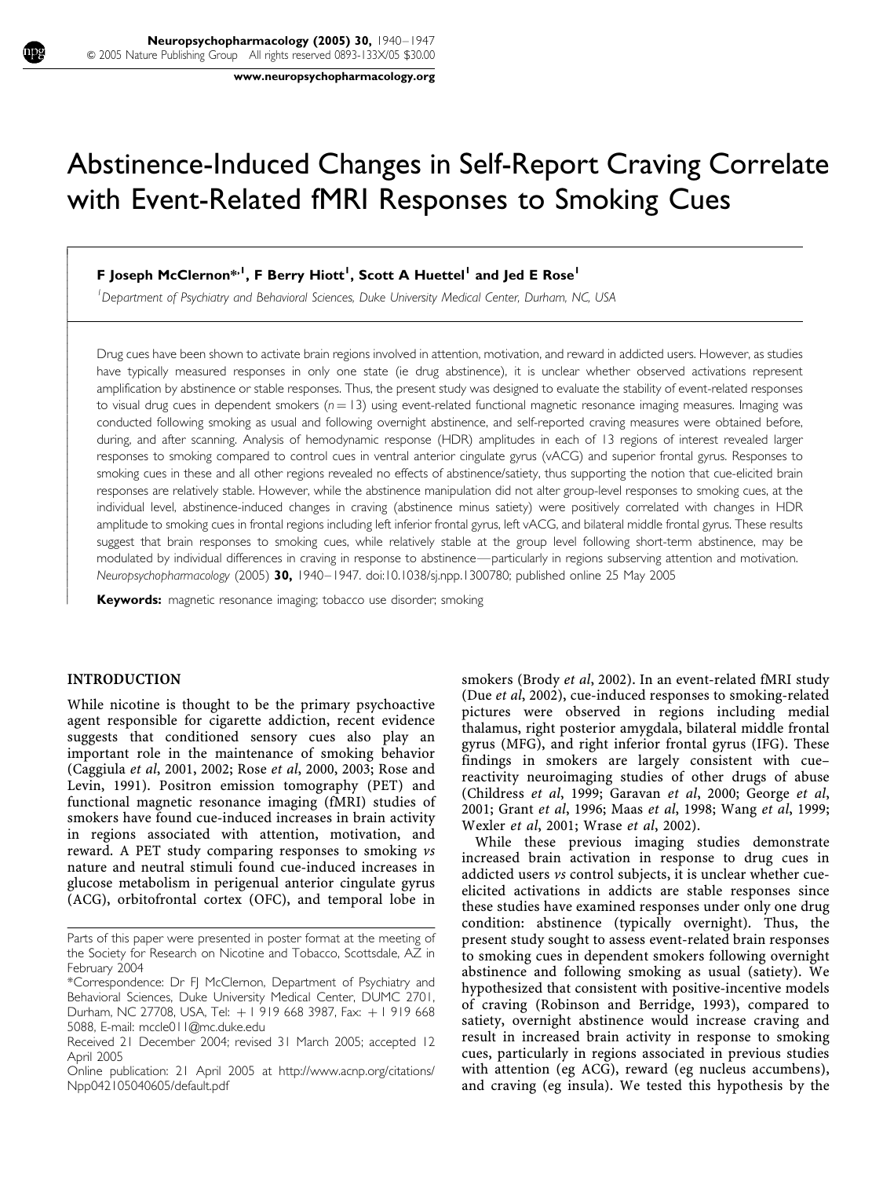# Abstinence-Induced Changes in Self-Report Craving Correlate with Event-Related fMRI Responses to Smoking Cues

**F Joseph McClernon\*,[1], F Berry Hiott[1], Scott A Huettel[1] and Jed E Rose[1]**

[1]Department of Psychiatry and Behavioral Sciences, Duke University Medical Center, Durham, NC, USA

Drug cues have been shown to activate brain regions involved in attention, motivation, and reward in addicted users. However, as studies have typically measured responses in only one state (ie drug abstinence), it is unclear whether observed activations represent amplification by abstinence or stable responses. Thus, the present study was designed to evaluate the stability of event-related responses to visual drug cues in dependent smokers ($n = 13$) using event-related functional magnetic resonance imaging measures. Imaging was conducted following smoking as usual and following overnight abstinence, and self-reported craving measures were obtained before, during, and after scanning. Analysis of hemodynamic response (HDR) amplitudes in each of 13 regions of interest revealed larger responses to smoking compared to control cues in ventral anterior cingulate gyrus (vACG) and superior frontal gyrus. Responses to smoking cues in these and all other regions revealed no effects of abstinence/satiety, thus supporting the notion that cue-elicited brain responses are relatively stable. However, while the abstinence manipulation did not alter group-level responses to smoking cues, at the individual level, abstinence-induced changes in craving (abstinence minus satiety) were positively correlated with changes in HDR amplitude to smoking cues in frontal regions including left inferior frontal gyrus, left vACG, and bilateral middle frontal gyrus. These results suggest that brain responses to smoking cues, while relatively stable at the group level following short-term abstinence, may be modulated by individual differences in craving in response to abstinence—particularly in regions subserving attention and motivation.
*Neuropsychopharmacology* (2005) **30,** 1940–1947. doi:10.1038/sj.npp.1300780; published online 25 May 2005

**Keywords:** magnetic resonance imaging; tobacco use disorder; smoking

## INTRODUCTION

While nicotine is thought to be the primary psychoactive agent responsible for cigarette addiction, recent evidence suggests that conditioned sensory cues also play an important role in the maintenance of smoking behavior (Caggiula *et al*, 2001, 2002; Rose *et al*, 2000, 2003; Rose and Levin, 1991). Positron emission tomography (PET) and functional magnetic resonance imaging (fMRI) studies of smokers have found cue-induced increases in brain activity in regions associated with attention, motivation, and reward. A PET study comparing responses to smoking *vs* nature and neutral stimuli found cue-induced increases in glucose metabolism in perigenual anterior cingulate gyrus (ACG), orbitofrontal cortex (OFC), and temporal lobe in smokers (Brody *et al*, 2002). In an event-related fMRI study (Due *et al*, 2002), cue-induced responses to smoking-related pictures were observed in regions including medial thalamus, right posterior amygdala, bilateral middle frontal gyrus (MFG), and right inferior frontal gyrus (IFG). These findings in smokers are largely consistent with cue–reactivity neuroimaging studies of other drugs of abuse (Childress *et al*, 1999; Garavan *et al*, 2000; George *et al*, 2001; Grant *et al*, 1996; Maas *et al*, 1998; Wang *et al*, 1999; Wexler *et al*, 2001; Wrase *et al*, 2002).

While these previous imaging studies demonstrate increased brain activation in response to drug cues in addicted users *vs* control subjects, it is unclear whether cue-elicited activations in addicts are stable responses since these studies have examined responses under only one drug condition: abstinence (typically overnight). Thus, the present study sought to assess event-related brain responses to smoking cues in dependent smokers following overnight abstinence and following smoking as usual (satiety). We hypothesized that consistent with positive-incentive models of craving (Robinson and Berridge, 1993), compared to satiety, overnight abstinence would increase craving and result in increased brain activity in response to smoking cues, particularly in regions associated in previous studies with attention (eg ACG), reward (eg nucleus accumbens), and craving (eg insula). We tested this hypothesis by the

Parts of this paper were presented in poster format at the meeting of the Society for Research on Nicotine and Tobacco, Scottsdale, AZ in February 2004

\*Correspondence: Dr FJ McClernon, Department of Psychiatry and Behavioral Sciences, Duke University Medical Center, DUMC 2701, Durham, NC 27708, USA, Tel: + 1 919 668 3987, Fax: + 1 919 668 5088, E-mail: mccle011@mc.duke.edu

Received 21 December 2004; revised 31 March 2005; accepted 12 April 2005

Online publication: 21 April 2005 at http://www.acnp.org/citations/Npp042105040605/default.pdf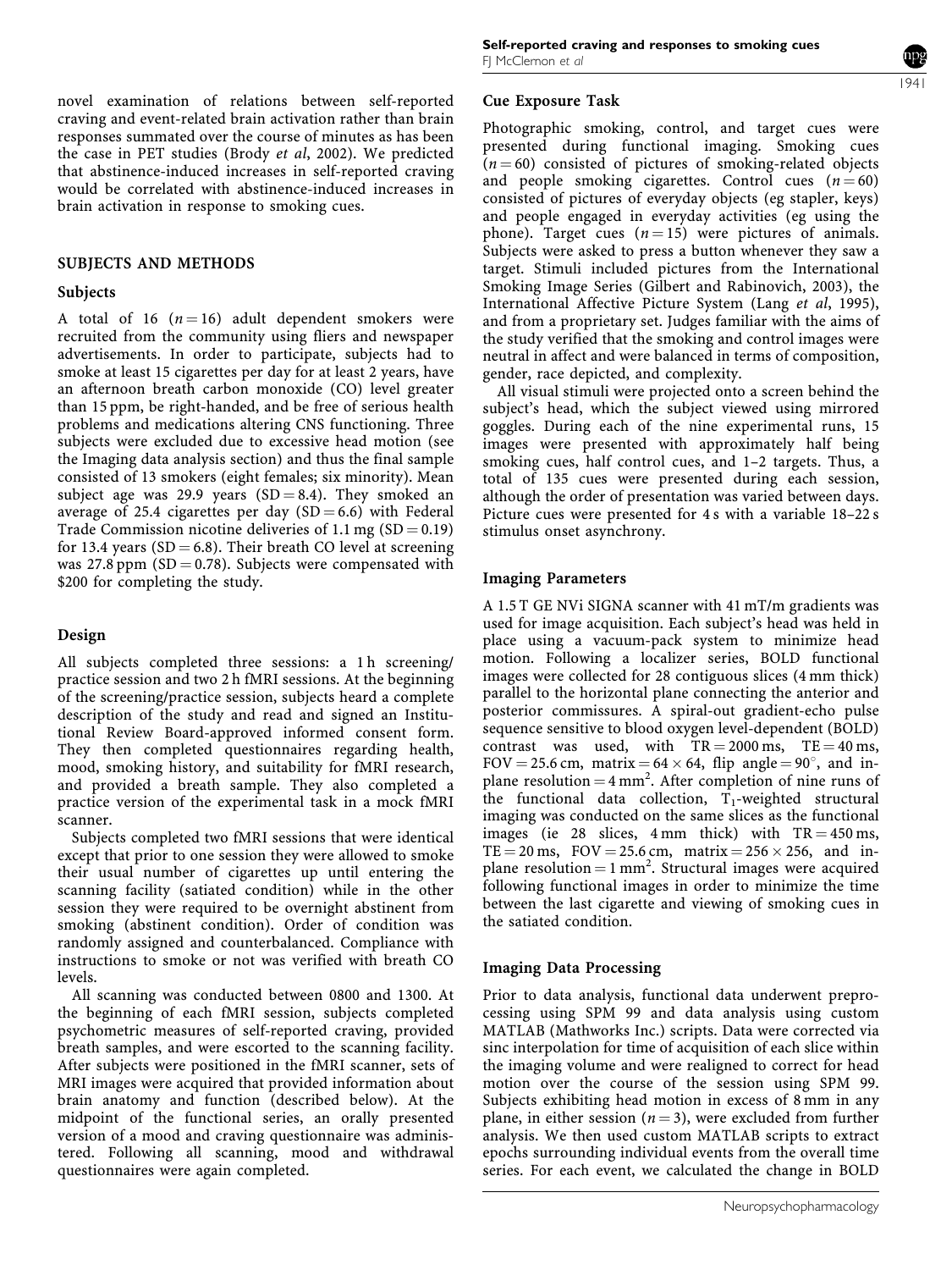novel examination of relations between self-reported craving and event-related brain activation rather than brain responses summated over the course of minutes as has been the case in PET studies (Brody *et al*, 2002). We predicted that abstinence-induced increases in self-reported craving would be correlated with abstinence-induced increases in brain activation in response to smoking cues.

## SUBJECTS AND METHODS

### Subjects

A total of 16 ($n = 16$) adult dependent smokers were recruited from the community using fliers and newspaper advertisements. In order to participate, subjects had to smoke at least 15 cigarettes per day for at least 2 years, have an afternoon breath carbon monoxide (CO) level greater than 15 ppm, be right-handed, and be free of serious health problems and medications altering CNS functioning. Three subjects were excluded due to excessive head motion (see the Imaging data analysis section) and thus the final sample consisted of 13 smokers (eight females; six minority). Mean subject age was 29.9 years ($SD = 8.4$). They smoked an average of 25.4 cigarettes per day ($SD = 6.6$) with Federal Trade Commission nicotine deliveries of 1.1 mg ($SD = 0.19$) for 13.4 years ($SD = 6.8$). Their breath CO level at screening was 27.8 ppm ($SD = 0.78$). Subjects were compensated with \$200 for completing the study.

### Design

All subjects completed three sessions: a 1 h screening/practice session and two 2 h fMRI sessions. At the beginning of the screening/practice session, subjects heard a complete description of the study and read and signed an Institutional Review Board-approved informed consent form. They then completed questionnaires regarding health, mood, smoking history, and suitability for fMRI research, and provided a breath sample. They also completed a practice version of the experimental task in a mock fMRI scanner.

Subjects completed two fMRI sessions that were identical except that prior to one session they were allowed to smoke their usual number of cigarettes up until entering the scanning facility (satiated condition) while in the other session they were required to be overnight abstinent from smoking (abstinent condition). Order of condition was randomly assigned and counterbalanced. Compliance with instructions to smoke or not was verified with breath CO levels.

All scanning was conducted between 0800 and 1300. At the beginning of each fMRI session, subjects completed psychometric measures of self-reported craving, provided breath samples, and were escorted to the scanning facility. After subjects were positioned in the fMRI scanner, sets of MRI images were acquired that provided information about brain anatomy and function (described below). At the midpoint of the functional series, an orally presented version of a mood and craving questionnaire was administered. Following all scanning, mood and withdrawal questionnaires were again completed.

### Cue Exposure Task

Photographic smoking, control, and target cues were presented during functional imaging. Smoking cues ($n = 60$) consisted of pictures of smoking-related objects and people smoking cigarettes. Control cues ($n = 60$) consisted of pictures of everyday objects (eg stapler, keys) and people engaged in everyday activities (eg using the phone). Target cues ($n = 15$) were pictures of animals. Subjects were asked to press a button whenever they saw a target. Stimuli included pictures from the International Smoking Image Series (Gilbert and Rabinovich, 2003), the International Affective Picture System (Lang *et al*, 1995), and from a proprietary set. Judges familiar with the aims of the study verified that the smoking and control images were neutral in affect and were balanced in terms of composition, gender, race depicted, and complexity.

All visual stimuli were projected onto a screen behind the subject's head, which the subject viewed using mirrored goggles. During each of the nine experimental runs, 15 images were presented with approximately half being smoking cues, half control cues, and 1–2 targets. Thus, a total of 135 cues were presented during each session, although the order of presentation was varied between days. Picture cues were presented for 4 s with a variable 18–22 s stimulus onset asynchrony.

### Imaging Parameters

A 1.5 T GE NVi SIGNA scanner with 41 mT/m gradients was used for image acquisition. Each subject's head was held in place using a vacuum-pack system to minimize head motion. Following a localizer series, BOLD functional images were collected for 28 contiguous slices (4 mm thick) parallel to the horizontal plane connecting the anterior and posterior commissures. A spiral-out gradient-echo pulse sequence sensitive to blood oxygen level-dependent (BOLD) contrast was used, with $TR = 2000$ ms, $TE = 40$ ms, $FOV = 25.6$ cm, $matrix = 64 \times 64$, flip $angle = 90^\circ$, and in-plane $resolution = 4\ mm^2$. After completion of nine runs of the functional data collection, $T_1$-weighted structural imaging was conducted on the same slices as the functional images (ie 28 slices, 4 mm thick) with $TR = 450$ ms, $TE = 20$ ms, $FOV = 25.6$ cm, $matrix = 256 \times 256$, and in-plane $resolution = 1\ mm^2$. Structural images were acquired following functional images in order to minimize the time between the last cigarette and viewing of smoking cues in the satiated condition.

### Imaging Data Processing

Prior to data analysis, functional data underwent preprocessing using SPM 99 and data analysis using custom MATLAB (Mathworks Inc.) scripts. Data were corrected via sinc interpolation for time of acquisition of each slice within the imaging volume and were realigned to correct for head motion over the course of the session using SPM 99. Subjects exhibiting head motion in excess of 8 mm in any plane, in either session ($n = 3$), were excluded from further analysis. We then used custom MATLAB scripts to extract epochs surrounding individual events from the overall time series. For each event, we calculated the change in BOLD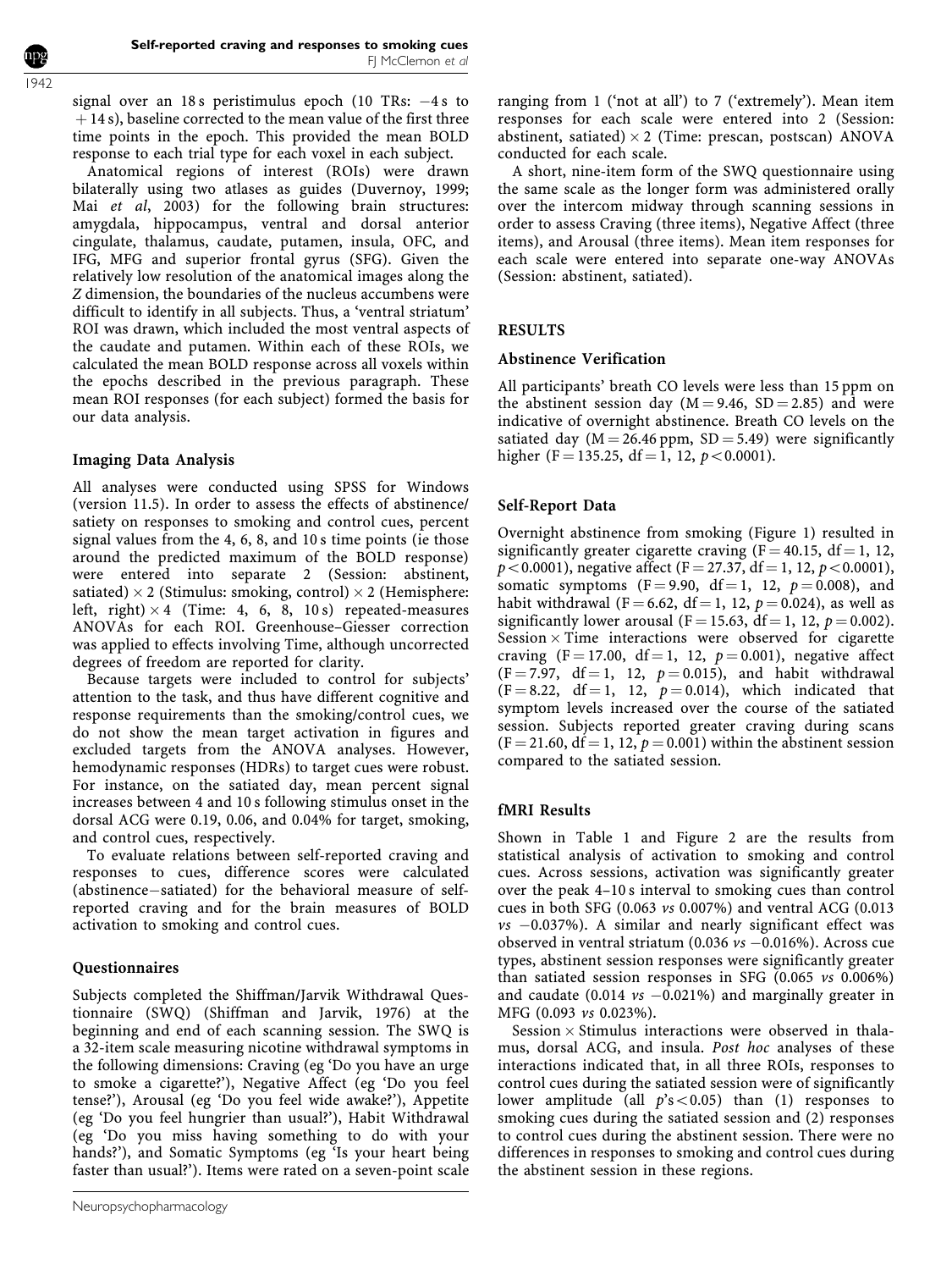signal over an 18 s peristimulus epoch (10 TRs: $-4$ s to $+14$ s), baseline corrected to the mean value of the first three time points in the epoch. This provided the mean BOLD response to each trial type for each voxel in each subject.

Anatomical regions of interest (ROIs) were drawn bilaterally using two atlases as guides (Duvernoy, 1999; Mai *et al*, 2003) for the following brain structures: amygdala, hippocampus, ventral and dorsal anterior cingulate, thalamus, caudate, putamen, insula, OFC, and IFG, MFG and superior frontal gyrus (SFG). Given the relatively low resolution of the anatomical images along the *Z* dimension, the boundaries of the nucleus accumbens were difficult to identify in all subjects. Thus, a 'ventral striatum' ROI was drawn, which included the most ventral aspects of the caudate and putamen. Within each of these ROIs, we calculated the mean BOLD response across all voxels within the epochs described in the previous paragraph. These mean ROI responses (for each subject) formed the basis for our data analysis.

### Imaging Data Analysis

All analyses were conducted using SPSS for Windows (version 11.5). In order to assess the effects of abstinence/satiety on responses to smoking and control cues, percent signal values from the 4, 6, 8, and 10 s time points (ie those around the predicted maximum of the BOLD response) were entered into separate 2 (Session: abstinent, satiated) $\times$ 2 (Stimulus: smoking, control) $\times$ 2 (Hemisphere: left, right) $\times$ 4 (Time: 4, 6, 8, 10 s) repeated-measures ANOVAs for each ROI. Greenhouse–Giesser correction was applied to effects involving Time, although uncorrected degrees of freedom are reported for clarity.

Because targets were included to control for subjects' attention to the task, and thus have different cognitive and response requirements than the smoking/control cues, we do not show the mean target activation in figures and excluded targets from the ANOVA analyses. However, hemodynamic responses (HDRs) to target cues were robust. For instance, on the satiated day, mean percent signal increases between 4 and 10 s following stimulus onset in the dorsal ACG were 0.19, 0.06, and 0.04% for target, smoking, and control cues, respectively.

To evaluate relations between self-reported craving and responses to cues, difference scores were calculated (abstinence$-$satiated) for the behavioral measure of self-reported craving and for the brain measures of BOLD activation to smoking and control cues.

### Questionnaires

Subjects completed the Shiffman/Jarvik Withdrawal Questionnaire (SWQ) (Shiffman and Jarvik, 1976) at the beginning and end of each scanning session. The SWQ is a 32-item scale measuring nicotine withdrawal symptoms in the following dimensions: Craving (eg 'Do you have an urge to smoke a cigarette?'), Negative Affect (eg 'Do you feel tense?'), Arousal (eg 'Do you feel wide awake?'), Appetite (eg 'Do you feel hungrier than usual?'), Habit Withdrawal (eg 'Do you miss having something to do with your hands?'), and Somatic Symptoms (eg 'Is your heart being faster than usual?'). Items were rated on a seven-point scale ranging from 1 ('not at all') to 7 ('extremely'). Mean item responses for each scale were entered into 2 (Session: abstinent, satiated) $\times$ 2 (Time: prescan, postscan) ANOVA conducted for each scale.

A short, nine-item form of the SWQ questionnaire using the same scale as the longer form was administered orally over the intercom midway through scanning sessions in order to assess Craving (three items), Negative Affect (three items), and Arousal (three items). Mean item responses for each scale were entered into separate one-way ANOVAs (Session: abstinent, satiated).

## RESULTS

### Abstinence Verification

All participants' breath CO levels were less than 15 ppm on the abstinent session day ($M = 9.46$, $SD = 2.85$) and were indicative of overnight abstinence. Breath CO levels on the satiated day ($M = 26.46$ ppm, $SD = 5.49$) were significantly higher ($F = 135.25$, df $= 1, 12$, $p < 0.0001$).

### Self-Report Data

Overnight abstinence from smoking (Figure 1) resulted in significantly greater cigarette craving ($F = 40.15$, df $= 1, 12$, $p < 0.0001$), negative affect ($F = 27.37$, df $= 1, 12$, $p < 0.0001$), somatic symptoms ($F = 9.90$, df $= 1, 12$, $p = 0.008$), and habit withdrawal ($F = 6.62$, df $= 1, 12$, $p = 0.024$), as well as significantly lower arousal ($F = 15.63$, df $= 1, 12$, $p = 0.002$). Session $\times$ Time interactions were observed for cigarette craving ($F = 17.00$, df $= 1, 12$, $p = 0.001$), negative affect ($F = 7.97$, df $= 1, 12$, $p = 0.015$), and habit withdrawal ($F = 8.22$, df $= 1, 12$, $p = 0.014$), which indicated that symptom levels increased over the course of the satiated session. Subjects reported greater craving during scans ($F = 21.60$, df $= 1, 12$, $p = 0.001$) within the abstinent session compared to the satiated session.

### fMRI Results

Shown in Table 1 and Figure 2 are the results from statistical analysis of activation to smoking and control cues. Across sessions, activation was significantly greater over the peak 4–10 s interval to smoking cues than control cues in both SFG (0.063 *vs* 0.007%) and ventral ACG (0.013 *vs* $-0.037$%). A similar and nearly significant effect was observed in ventral striatum (0.036 *vs* $-0.016$%). Across cue types, abstinent session responses were significantly greater than satiated session responses in SFG (0.065 *vs* 0.006%) and caudate (0.014 *vs* $-0.021$%) and marginally greater in MFG (0.093 *vs* 0.023%).

Session $\times$ Stimulus interactions were observed in thalamus, dorsal ACG, and insula. *Post hoc* analyses of these interactions indicated that, in all three ROIs, responses to control cues during the satiated session were of significantly lower amplitude (all $p$'s $< 0.05$) than (1) responses to smoking cues during the satiated session and (2) responses to control cues during the abstinent session. There were no differences in responses to smoking and control cues during the abstinent session in these regions.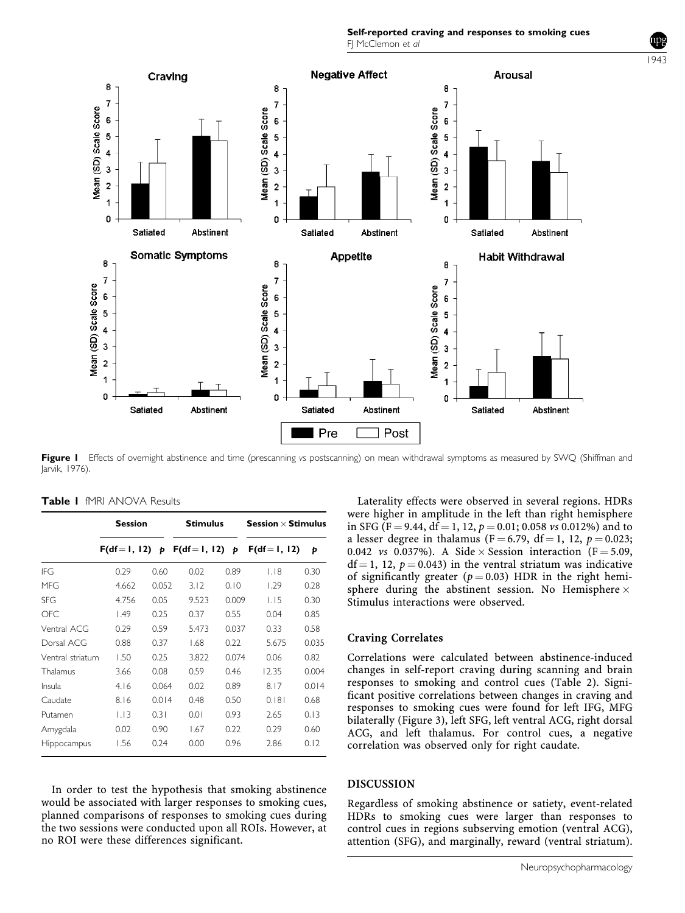Figure 1 Effects of overnight abstinence and time (prescanning *vs* postscanning) on mean withdrawal symptoms as measured by SWQ (Shiffman and Jarvik, 1976).

**Table 1** fMRI ANOVA Results

| | Session | | Stimulus | | Session × Stimulus | |
|---|---|---|---|---|---|---|
| | F(df = 1, 12) | *p* | F(df = 1, 12) | *p* | F(df = 1, 12) | *p* |
| IFG | 0.29 | 0.60 | 0.02 | 0.89 | 1.18 | 0.30 |
| MFG | 4.662 | 0.052 | 3.12 | 0.10 | 1.29 | 0.28 |
| SFG | 4.756 | 0.05 | 9.523 | 0.009 | 1.15 | 0.30 |
| OFC | 1.49 | 0.25 | 0.37 | 0.55 | 0.04 | 0.85 |
| Ventral ACG | 0.29 | 0.59 | 5.473 | 0.037 | 0.33 | 0.58 |
| Dorsal ACG | 0.88 | 0.37 | 1.68 | 0.22 | 5.675 | 0.035 |
| Ventral striatum | 1.50 | 0.25 | 3.822 | 0.074 | 0.06 | 0.82 |
| Thalamus | 3.66 | 0.08 | 0.59 | 0.46 | 12.35 | 0.004 |
| Insula | 4.16 | 0.064 | 0.02 | 0.89 | 8.17 | 0.014 |
| Caudate | 8.16 | 0.014 | 0.48 | 0.50 | 0.181 | 0.68 |
| Putamen | 1.13 | 0.31 | 0.01 | 0.93 | 2.65 | 0.13 |
| Amygdala | 0.02 | 0.90 | 1.67 | 0.22 | 0.29 | 0.60 |
| Hippocampus | 1.56 | 0.24 | 0.00 | 0.96 | 2.86 | 0.12 |

In order to test the hypothesis that smoking abstinence would be associated with larger responses to smoking cues, planned comparisons of responses to smoking cues during the two sessions were conducted upon all ROIs. However, at no ROI were these differences significant.

Laterality effects were observed in several regions. HDRs were higher in amplitude in the left than right hemisphere in SFG ($F = 9.44$, $df = 1, 12$, $p = 0.01$; 0.058 *vs* 0.012%) and to a lesser degree in thalamus ($F = 6.79$, $df = 1, 12$, $p = 0.023$; 0.042 *vs* 0.037%). A Side × Session interaction ($F = 5.09$, $df = 1, 12$, $p = 0.043$) in the ventral striatum was indicative of significantly greater ($p = 0.03$) HDR in the right hemisphere during the abstinent session. No Hemisphere × Stimulus interactions were observed.

### Craving Correlates

Correlations were calculated between abstinence-induced changes in self-report craving during scanning and brain responses to smoking and control cues (Table 2). Significant positive correlations between changes in craving and responses to smoking cues were found for left IFG, MFG bilaterally (Figure 3), left SFG, left ventral ACG, right dorsal ACG, and left thalamus. For control cues, a negative correlation was observed only for right caudate.

## DISCUSSION

Regardless of smoking abstinence or satiety, event-related HDRs to smoking cues were larger than responses to control cues in regions subserving emotion (ventral ACG), attention (SFG), and marginally, reward (ventral striatum).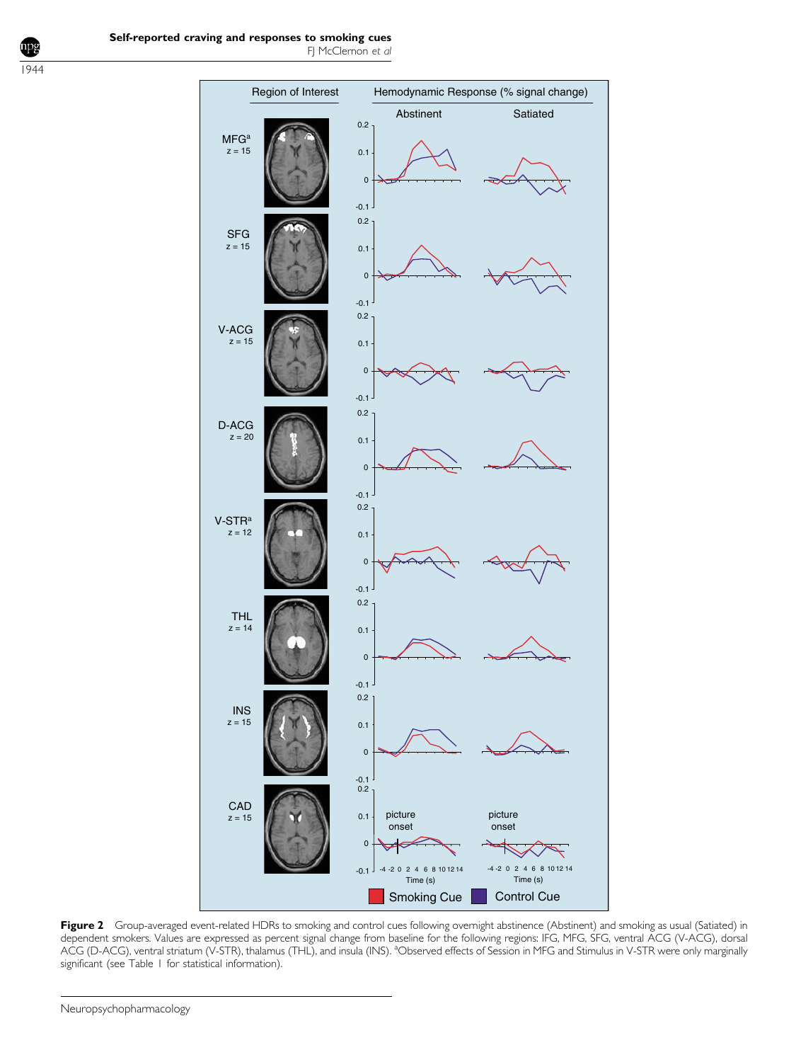**Figure 2** Group-averaged event-related HDRs to smoking and control cues following overnight abstinence (Abstinent) and smoking as usual (Satiated) in dependent smokers. Values are expressed as percent signal change from baseline for the following regions: IFG, MFG, SFG, ventral ACG (V-ACG), dorsal ACG (D-ACG), ventral striatum (V-STR), thalamus (THL), and insula (INS). [a]Observed effects of Session in MFG and Stimulus in V-STR were only marginally significant (see Table 1 for statistical information).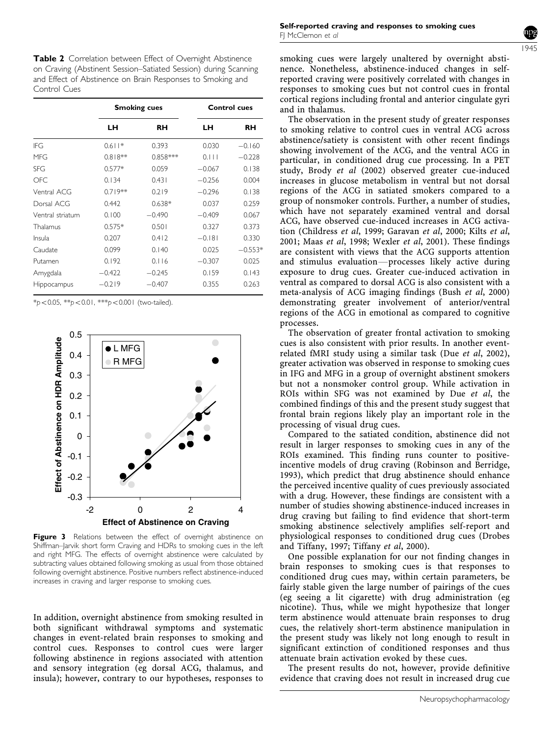**Table 2** Correlation between Effect of Overnight Abstinence on Craving (Abstinent Session–Satiated Session) during Scanning and Effect of Abstinence on Brain Responses to Smoking and Control Cues

| | Smoking cues | | Control cues | |
|---|---|---|---|---|
| | LH | RH | LH | RH |
| IFG | 0.611* | 0.393 | 0.030 | −0.160 |
| MFG | 0.818** | 0.858*** | 0.111 | −0.228 |
| SFG | 0.577* | 0.059 | −0.067 | 0.138 |
| OFC | 0.134 | 0.431 | −0.256 | 0.004 |
| Ventral ACG | 0.719** | 0.219 | −0.296 | 0.138 |
| Dorsal ACG | 0.442 | 0.638* | 0.037 | 0.259 |
| Ventral striatum | 0.100 | −0.490 | −0.409 | 0.067 |
| Thalamus | 0.575* | 0.501 | 0.327 | 0.373 |
| Insula | 0.207 | 0.412 | −0.181 | 0.330 |
| Caudate | 0.099 | 0.140 | 0.025 | −0.553* |
| Putamen | 0.192 | 0.116 | −0.307 | 0.025 |
| Amygdala | −0.422 | −0.245 | 0.159 | 0.143 |
| Hippocampus | −0.219 | −0.407 | 0.355 | 0.263 |

*$p<0.05$, **$p<0.01$, ***$p<0.001$ (two-tailed).

**Figure 3** Relations between the effect of overnight abstinence on Shiffman–Jarvik short form Craving and HDRs to smoking cues in the left and right MFG. The effects of overnight abstinence were calculated by subtracting values obtained following smoking as usual from those obtained following overnight abstinence. Positive numbers reflect abstinence-induced increases in craving and larger response to smoking cues.

In addition, overnight abstinence from smoking resulted in both significant withdrawal symptoms and systematic changes in event-related brain responses to smoking and control cues. Responses to control cues were larger following abstinence in regions associated with attention and sensory integration (eg dorsal ACG, thalamus, and insula); however, contrary to our hypotheses, responses to smoking cues were largely unaltered by overnight abstinence. Nonetheless, abstinence-induced changes in self-reported craving were positively correlated with changes in responses to smoking cues but not control cues in frontal cortical regions including frontal and anterior cingulate gyri and in thalamus.

The observation in the present study of greater responses to smoking relative to control cues in ventral ACG across abstinence/satiety is consistent with other recent findings showing involvement of the ACG, and the ventral ACG in particular, in conditioned drug cue processing. In a PET study, Brody *et al* (2002) observed greater cue-induced increases in glucose metabolism in ventral but not dorsal regions of the ACG in satiated smokers compared to a group of nonsmoker controls. Further, a number of studies, which have not separately examined ventral and dorsal ACG, have observed cue-induced increases in ACG activation (Childress *et al*, 1999; Garavan *et al*, 2000; Kilts *et al*, 2001; Maas *et al*, 1998; Wexler *et al*, 2001). These findings are consistent with views that the ACG supports attention and stimulus evaluation—processes likely active during exposure to drug cues. Greater cue-induced activation in ventral as compared to dorsal ACG is also consistent with a meta-analysis of ACG imaging findings (Bush *et al*, 2000) demonstrating greater involvement of anterior/ventral regions of the ACG in emotional as compared to cognitive processes.

The observation of greater frontal activation to smoking cues is also consistent with prior results. In another event-related fMRI study using a similar task (Due *et al*, 2002), greater activation was observed in response to smoking cues in IFG and MFG in a group of overnight abstinent smokers but not a nonsmoker control group. While activation in ROIs within SFG was not examined by Due *et al*, the combined findings of this and the present study suggest that frontal brain regions likely play an important role in the processing of visual drug cues.

Compared to the satiated condition, abstinence did not result in larger responses to smoking cues in any of the ROIs examined. This finding runs counter to positive-incentive models of drug craving (Robinson and Berridge, 1993), which predict that drug abstinence should enhance the perceived incentive quality of cues previously associated with a drug. However, these findings are consistent with a number of studies showing abstinence-induced increases in drug craving but failing to find evidence that short-term smoking abstinence selectively amplifies self-report and physiological responses to conditioned drug cues (Drobes and Tiffany, 1997; Tiffany *et al*, 2000).

One possible explanation for our not finding changes in brain responses to smoking cues is that responses to conditioned drug cues may, within certain parameters, be fairly stable given the large number of pairings of the cues (eg seeing a lit cigarette) with drug administration (eg nicotine). Thus, while we might hypothesize that longer term abstinence would attenuate brain responses to drug cues, the relatively short-term abstinence manipulation in the present study was likely not long enough to result in significant extinction of conditioned responses and thus attenuate brain activation evoked by these cues.

The present results do not, however, provide definitive evidence that craving does not result in increased drug cue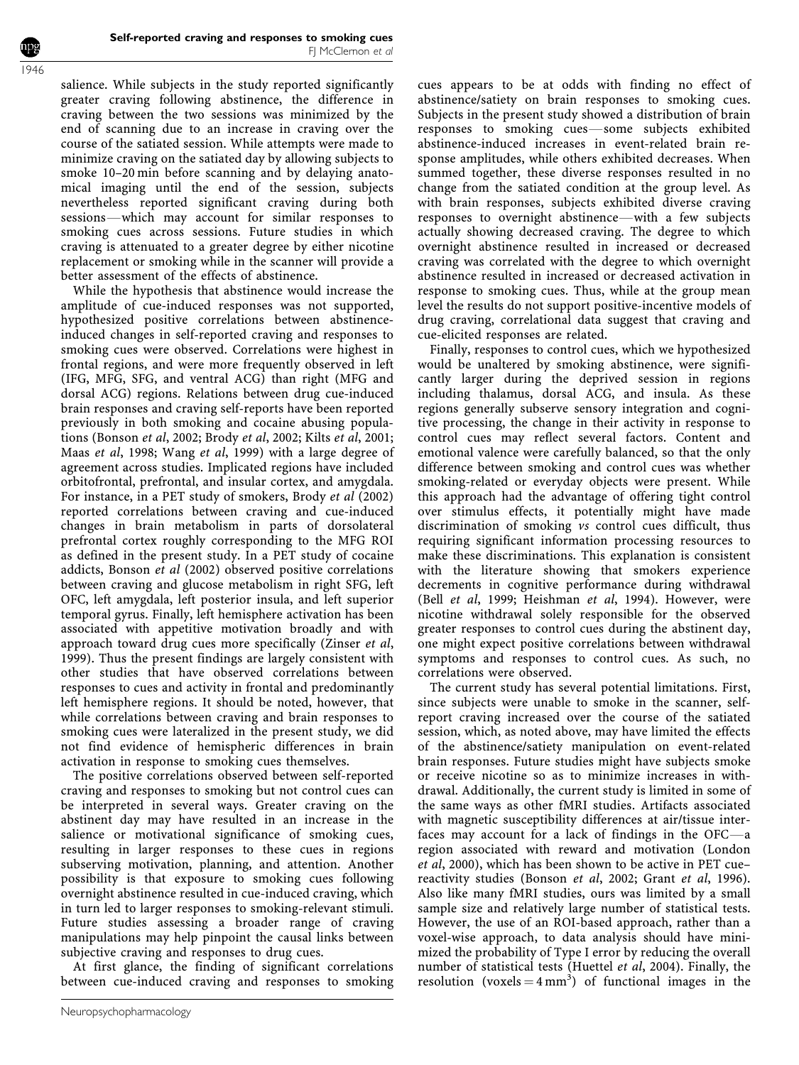salience. While subjects in the study reported significantly greater craving following abstinence, the difference in craving between the two sessions was minimized by the end of scanning due to an increase in craving over the course of the satiated session. While attempts were made to minimize craving on the satiated day by allowing subjects to smoke 10–20 min before scanning and by delaying anatomical imaging until the end of the session, subjects nevertheless reported significant craving during both sessions—which may account for similar responses to smoking cues across sessions. Future studies in which craving is attenuated to a greater degree by either nicotine replacement or smoking while in the scanner will provide a better assessment of the effects of abstinence.

While the hypothesis that abstinence would increase the amplitude of cue-induced responses was not supported, hypothesized positive correlations between abstinence-induced changes in self-reported craving and responses to smoking cues were observed. Correlations were highest in frontal regions, and were more frequently observed in left (IFG, MFG, SFG, and ventral ACG) than right (MFG and dorsal ACG) regions. Relations between drug cue-induced brain responses and craving self-reports have been reported previously in both smoking and cocaine abusing populations (Bonson *et al*, 2002; Brody *et al*, 2002; Kilts *et al*, 2001; Maas *et al*, 1998; Wang *et al*, 1999) with a large degree of agreement across studies. Implicated regions have included orbitofrontal, prefrontal, and insular cortex, and amygdala. For instance, in a PET study of smokers, Brody *et al* (2002) reported correlations between craving and cue-induced changes in brain metabolism in parts of dorsolateral prefrontal cortex roughly corresponding to the MFG ROI as defined in the present study. In a PET study of cocaine addicts, Bonson *et al* (2002) observed positive correlations between craving and glucose metabolism in right SFG, left OFC, left amygdala, left posterior insula, and left superior temporal gyrus. Finally, left hemisphere activation has been associated with appetitive motivation broadly and with approach toward drug cues more specifically (Zinser *et al*, 1999). Thus the present findings are largely consistent with other studies that have observed correlations between responses to cues and activity in frontal and predominantly left hemisphere regions. It should be noted, however, that while correlations between craving and brain responses to smoking cues were lateralized in the present study, we did not find evidence of hemispheric differences in brain activation in response to smoking cues themselves.

The positive correlations observed between self-reported craving and responses to smoking but not control cues can be interpreted in several ways. Greater craving on the abstinent day may have resulted in an increase in the salience or motivational significance of smoking cues, resulting in larger responses to these cues in regions subserving motivation, planning, and attention. Another possibility is that exposure to smoking cues following overnight abstinence resulted in cue-induced craving, which in turn led to larger responses to smoking-relevant stimuli. Future studies assessing a broader range of craving manipulations may help pinpoint the causal links between subjective craving and responses to drug cues.

At first glance, the finding of significant correlations between cue-induced craving and responses to smoking cues appears to be at odds with finding no effect of abstinence/satiety on brain responses to smoking cues. Subjects in the present study showed a distribution of brain responses to smoking cues—some subjects exhibited abstinence-induced increases in event-related brain response amplitudes, while others exhibited decreases. When summed together, these diverse responses resulted in no change from the satiated condition at the group level. As with brain responses, subjects exhibited diverse craving responses to overnight abstinence—with a few subjects actually showing decreased craving. The degree to which overnight abstinence resulted in increased or decreased craving was correlated with the degree to which overnight abstinence resulted in increased or decreased activation in response to smoking cues. Thus, while at the group mean level the results do not support positive-incentive models of drug craving, correlational data suggest that craving and cue-elicited responses are related.

Finally, responses to control cues, which we hypothesized would be unaltered by smoking abstinence, were significantly larger during the deprived session in regions including thalamus, dorsal ACG, and insula. As these regions generally subserve sensory integration and cognitive processing, the change in their activity in response to control cues may reflect several factors. Content and emotional valence were carefully balanced, so that the only difference between smoking and control cues was whether smoking-related or everyday objects were present. While this approach had the advantage of offering tight control over stimulus effects, it potentially might have made discrimination of smoking *vs* control cues difficult, thus requiring significant information processing resources to make these discriminations. This explanation is consistent with the literature showing that smokers experience decrements in cognitive performance during withdrawal (Bell *et al*, 1999; Heishman *et al*, 1994). However, were nicotine withdrawal solely responsible for the observed greater responses to control cues during the abstinent day, one might expect positive correlations between withdrawal symptoms and responses to control cues. As such, no correlations were observed.

The current study has several potential limitations. First, since subjects were unable to smoke in the scanner, self-report craving increased over the course of the satiated session, which, as noted above, may have limited the effects of the abstinence/satiety manipulation on event-related brain responses. Future studies might have subjects smoke or receive nicotine so as to minimize increases in withdrawal. Additionally, the current study is limited in some of the same ways as other fMRI studies. Artifacts associated with magnetic susceptibility differences at air/tissue interfaces may account for a lack of findings in the OFC—a region associated with reward and motivation (London *et al*, 2000), which has been shown to be active in PET cue–reactivity studies (Bonson *et al*, 2002; Grant *et al*, 1996). Also like many fMRI studies, ours was limited by a small sample size and relatively large number of statistical tests. However, the use of an ROI-based approach, rather than a voxel-wise approach, to data analysis should have minimized the probability of Type I error by reducing the overall number of statistical tests (Huettel *et al*, 2004). Finally, the resolution (voxels = $4\,\text{mm}^3$) of functional images in the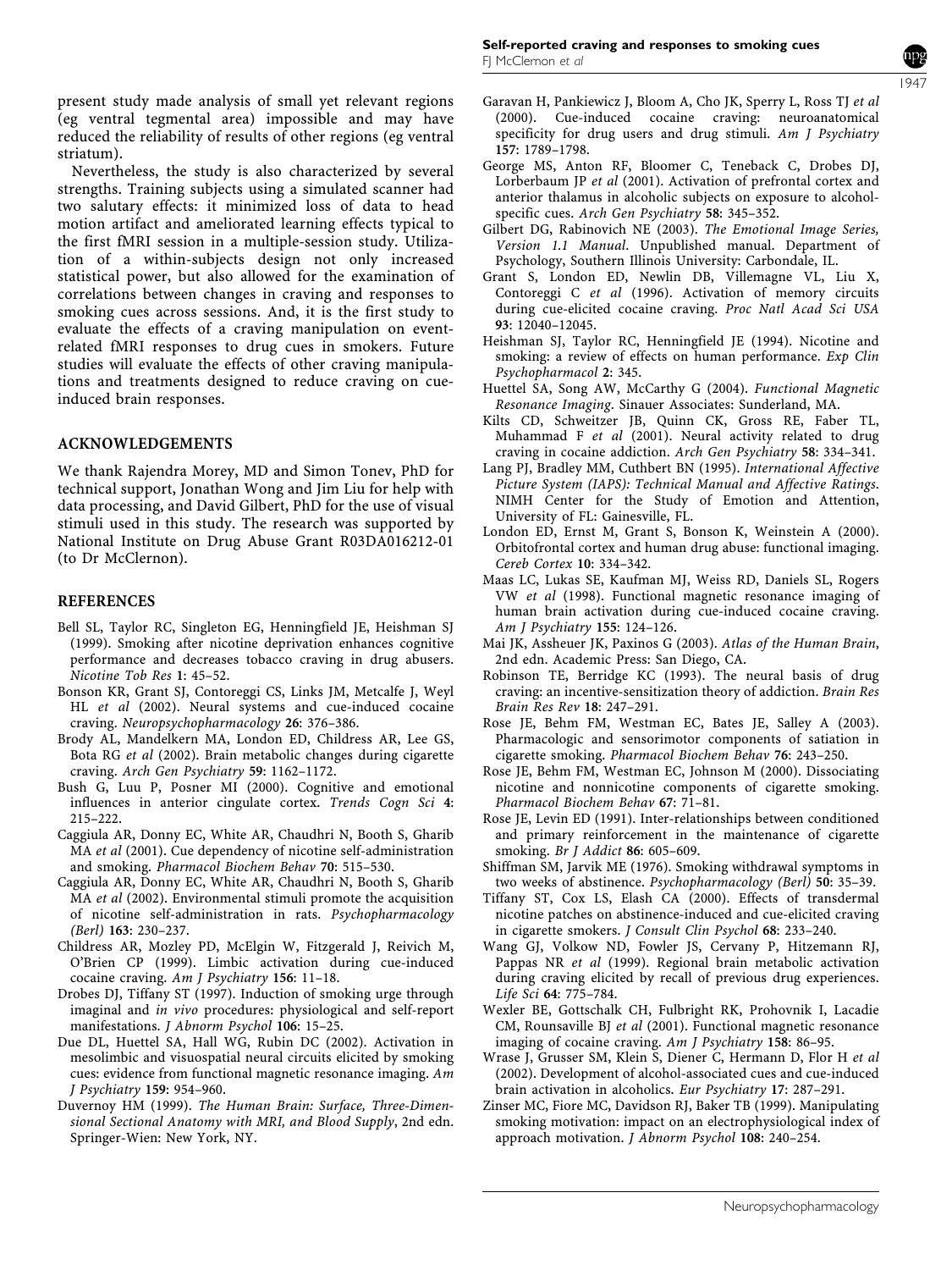present study made analysis of small yet relevant regions (eg ventral tegmental area) impossible and may have reduced the reliability of results of other regions (eg ventral striatum).

Nevertheless, the study is also characterized by several strengths. Training subjects using a simulated scanner had two salutary effects: it minimized loss of data to head motion artifact and ameliorated learning effects typical to the first fMRI session in a multiple-session study. Utilization of a within-subjects design not only increased statistical power, but also allowed for the examination of correlations between changes in craving and responses to smoking cues across sessions. And, it is the first study to evaluate the effects of a craving manipulation on event-related fMRI responses to drug cues in smokers. Future studies will evaluate the effects of other craving manipulations and treatments designed to reduce craving on cue-induced brain responses.

## ACKNOWLEDGEMENTS

We thank Rajendra Morey, MD and Simon Tonev, PhD for technical support, Jonathan Wong and Jim Liu for help with data processing, and David Gilbert, PhD for the use of visual stimuli used in this study. The research was supported by National Institute on Drug Abuse Grant R03DA016212-01 (to Dr McClernon).

## REFERENCES

Bell SL, Taylor RC, Singleton EG, Henningfield JE, Heishman SJ (1999). Smoking after nicotine deprivation enhances cognitive performance and decreases tobacco craving in drug abusers. *Nicotine Tob Res* **1**: 45–52.

Bonson KR, Grant SJ, Contoreggi CS, Links JM, Metcalfe J, Weyl HL *et al* (2002). Neural systems and cue-induced cocaine craving. *Neuropsychopharmacology* **26**: 376–386.

Brody AL, Mandelkern MA, London ED, Childress AR, Lee GS, Bota RG *et al* (2002). Brain metabolic changes during cigarette craving. *Arch Gen Psychiatry* **59**: 1162–1172.

Bush G, Luu P, Posner MI (2000). Cognitive and emotional influences in anterior cingulate cortex. *Trends Cogn Sci* **4**: 215–222.

Caggiula AR, Donny EC, White AR, Chaudhri N, Booth S, Gharib MA *et al* (2001). Cue dependency of nicotine self-administration and smoking. *Pharmacol Biochem Behav* **70**: 515–530.

Caggiula AR, Donny EC, White AR, Chaudhri N, Booth S, Gharib MA *et al* (2002). Environmental stimuli promote the acquisition of nicotine self-administration in rats. *Psychopharmacology (Berl)* **163**: 230–237.

Childress AR, Mozley PD, McElgin W, Fitzgerald J, Reivich M, O'Brien CP (1999). Limbic activation during cue-induced cocaine craving. *Am J Psychiatry* **156**: 11–18.

Drobes DJ, Tiffany ST (1997). Induction of smoking urge through imaginal and *in vivo* procedures: physiological and self-report manifestations. *J Abnorm Psychol* **106**: 15–25.

Due DL, Huettel SA, Hall WG, Rubin DC (2002). Activation in mesolimbic and visuospatial neural circuits elicited by smoking cues: evidence from functional magnetic resonance imaging. *Am J Psychiatry* **159**: 954–960.

Duvernoy HM (1999). *The Human Brain: Surface, Three-Dimensional Sectional Anatomy with MRI, and Blood Supply*, 2nd edn. Springer-Wien: New York, NY.

Garavan H, Pankiewicz J, Bloom A, Cho JK, Sperry L, Ross TJ *et al* (2000). Cue-induced cocaine craving: neuroanatomical specificity for drug users and drug stimuli. *Am J Psychiatry* **157**: 1789–1798.

George MS, Anton RF, Bloomer C, Teneback C, Drobes DJ, Lorberbaum JP *et al* (2001). Activation of prefrontal cortex and anterior thalamus in alcoholic subjects on exposure to alcohol-specific cues. *Arch Gen Psychiatry* **58**: 345–352.

Gilbert DG, Rabinovich NE (2003). *The Emotional Image Series, Version 1.1 Manual*. Unpublished manual. Department of Psychology, Southern Illinois University: Carbondale, IL.

Grant S, London ED, Newlin DB, Villemagne VL, Liu X, Contoreggi C *et al* (1996). Activation of memory circuits during cue-elicited cocaine craving. *Proc Natl Acad Sci USA* **93**: 12040–12045.

Heishman SJ, Taylor RC, Henningfield JE (1994). Nicotine and smoking: a review of effects on human performance. *Exp Clin Psychopharmacol* **2**: 345.

Huettel SA, Song AW, McCarthy G (2004). *Functional Magnetic Resonance Imaging*. Sinauer Associates: Sunderland, MA.

Kilts CD, Schweitzer JB, Quinn CK, Gross RE, Faber TL, Muhammad F *et al* (2001). Neural activity related to drug craving in cocaine addiction. *Arch Gen Psychiatry* **58**: 334–341.

Lang PJ, Bradley MM, Cuthbert BN (1995). *International Affective Picture System (IAPS): Technical Manual and Affective Ratings*. NIMH Center for the Study of Emotion and Attention, University of FL: Gainesville, FL.

London ED, Ernst M, Grant S, Bonson K, Weinstein A (2000). Orbitofrontal cortex and human drug abuse: functional imaging. *Cereb Cortex* **10**: 334–342.

Maas LC, Lukas SE, Kaufman MJ, Weiss RD, Daniels SL, Rogers VW *et al* (1998). Functional magnetic resonance imaging of human brain activation during cue-induced cocaine craving. *Am J Psychiatry* **155**: 124–126.

Mai JK, Assheuer JK, Paxinos G (2003). *Atlas of the Human Brain*, 2nd edn. Academic Press: San Diego, CA.

Robinson TE, Berridge KC (1993). The neural basis of drug craving: an incentive-sensitization theory of addiction. *Brain Res Brain Res Rev* **18**: 247–291.

Rose JE, Behm FM, Westman EC, Bates JE, Salley A (2003). Pharmacologic and sensorimotor components of satiation in cigarette smoking. *Pharmacol Biochem Behav* **76**: 243–250.

Rose JE, Behm FM, Westman EC, Johnson M (2000). Dissociating nicotine and nonnicotine components of cigarette smoking. *Pharmacol Biochem Behav* **67**: 71–81.

Rose JE, Levin ED (1991). Inter-relationships between conditioned and primary reinforcement in the maintenance of cigarette smoking. *Br J Addict* **86**: 605–609.

Shiffman SM, Jarvik ME (1976). Smoking withdrawal symptoms in two weeks of abstinence. *Psychopharmacology (Berl)* **50**: 35–39.

Tiffany ST, Cox LS, Elash CA (2000). Effects of transdermal nicotine patches on abstinence-induced and cue-elicited craving in cigarette smokers. *J Consult Clin Psychol* **68**: 233–240.

Wang GJ, Volkow ND, Fowler JS, Cervany P, Hitzemann RJ, Pappas NR *et al* (1999). Regional brain metabolic activation during craving elicited by recall of previous drug experiences. *Life Sci* **64**: 775–784.

Wexler BE, Gottschalk CH, Fulbright RK, Prohovnik I, Lacadie CM, Rounsaville BJ *et al* (2001). Functional magnetic resonance imaging of cocaine craving. *Am J Psychiatry* **158**: 86–95.

Wrase J, Grusser SM, Klein S, Diener C, Hermann D, Flor H *et al* (2002). Development of alcohol-associated cues and cue-induced brain activation in alcoholics. *Eur Psychiatry* **17**: 287–291.

Zinser MC, Fiore MC, Davidson RJ, Baker TB (1999). Manipulating smoking motivation: impact on an electrophysiological index of approach motivation. *J Abnorm Psychol* **108**: 240–254.